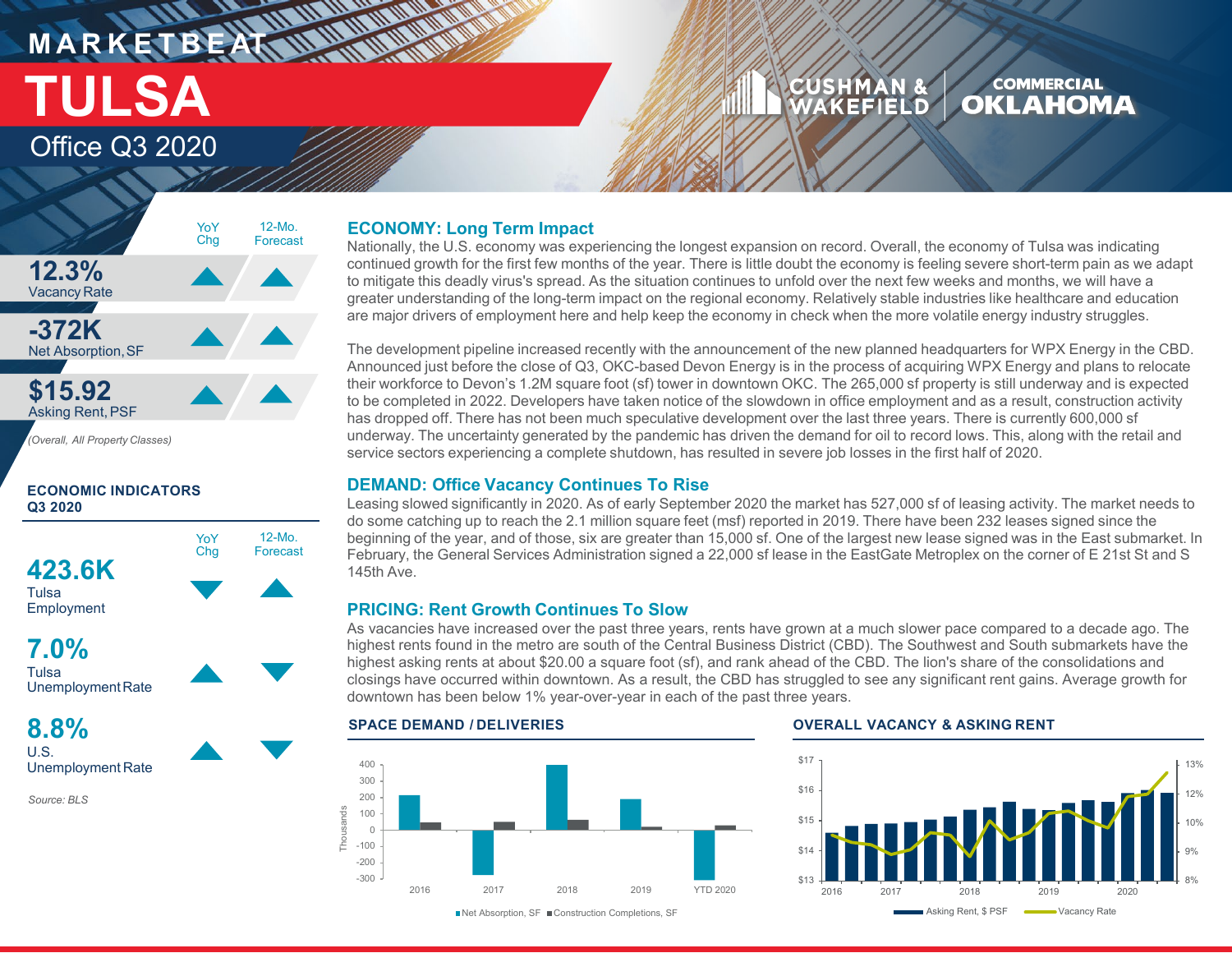# MARKETBEAT

# TULSA

## Office Q3 2020

CUSHMAN & WAKEFIELD | COMMERCIAL OKLAHOMA

| | | YoY Chg | 12-Mo. Forecast |
|---|---|---|---|
| 12.3% | Vacancy Rate | ▲ | ▲ |
| -372K | Net Absorption, SF | ▲ | ▲ |
| $15.92 | Asking Rent, PSF | ▲ | ▲ |

*(Overall, All Property Classes)*

**ECONOMIC INDICATORS Q3 2020**

| | | YoY Chg | 12-Mo. Forecast |
|---|---|---|---|
| 423.6K | Tulsa Employment | ▼ | ▲ |
| 7.0% | Tulsa Unemployment Rate | ▲ | ▼ |
| 8.8% | U.S. Unemployment Rate | ▲ | ▼ |

*Source: BLS*

### ECONOMY: Long Term Impact

Nationally, the U.S. economy was experiencing the longest expansion on record. Overall, the economy of Tulsa was indicating continued growth for the first few months of the year. There is little doubt the economy is feeling severe short-term pain as we adapt to mitigate this deadly virus's spread. As the situation continues to unfold over the next few weeks and months, we will have a greater understanding of the long-term impact on the regional economy. Relatively stable industries like healthcare and education are major drivers of employment here and help keep the economy in check when the more volatile energy industry struggles.

The development pipeline increased recently with the announcement of the new planned headquarters for WPX Energy in the CBD. Announced just before the close of Q3, OKC-based Devon Energy is in the process of acquiring WPX Energy and plans to relocate their workforce to Devon's 1.2M square foot (sf) tower in downtown OKC. The 265,000 sf property is still underway and is expected to be completed in 2022. Developers have taken notice of the slowdown in office employment and as a result, construction activity has dropped off. There has not been much speculative development over the last three years. There is currently 600,000 sf underway. The uncertainty generated by the pandemic has driven the demand for oil to record lows. This, along with the retail and service sectors experiencing a complete shutdown, has resulted in severe job losses in the first half of 2020.

### DEMAND: Office Vacancy Continues To Rise

Leasing slowed significantly in 2020. As of early September 2020 the market has 527,000 sf of leasing activity. The market needs to do some catching up to reach the 2.1 million square feet (msf) reported in 2019. There have been 232 leases signed since the beginning of the year, and of those, six are greater than 15,000 sf. One of the largest new lease signed was in the East submarket. In February, the General Services Administration signed a 22,000 sf lease in the EastGate Metroplex on the corner of E 21st St and S 145th Ave.

### PRICING: Rent Growth Continues To Slow

As vacancies have increased over the past three years, rents have grown at a much slower pace compared to a decade ago. The highest rents found in the metro are south of the Central Business District (CBD). The Southwest and South submarkets have the highest asking rents at about $20.00 a square foot (sf), and rank ahead of the CBD. The lion's share of the consolidations and closings have occurred within downtown. As a result, the CBD has struggled to see any significant rent gains. Average growth for downtown has been below 1% year-over-year in each of the past three years.

**SPACE DEMAND / DELIVERIES**

Net Absorption, SF / Construction Completions, SF (Thousands): 2016, 2017, 2018, 2019, YTD 2020

**OVERALL VACANCY & ASKING RENT**

Asking Rent, $ PSF / Vacancy Rate: 2016–2020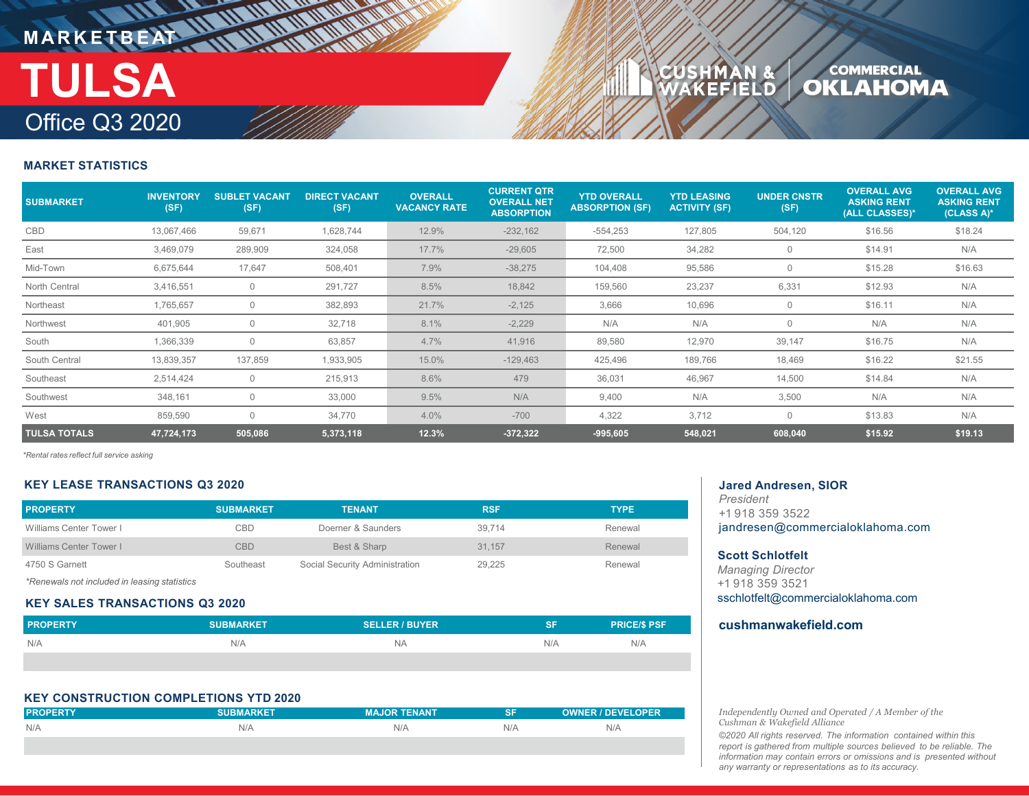MARKETBEAT

# TULSA

Office Q3 2020

CUSHMAN & WAKEFIELD | COMMERCIAL OKLAHOMA

## MARKET STATISTICS

| SUBMARKET | INVENTORY (SF) | SUBLET VACANT (SF) | DIRECT VACANT (SF) | OVERALL VACANCY RATE | CURRENT QTR OVERALL NET ABSORPTION | YTD OVERALL ABSORPTION (SF) | YTD LEASING ACTIVITY (SF) | UNDER CNSTR (SF) | OVERALL AVG ASKING RENT (ALL CLASSES)* | OVERALL AVG ASKING RENT (CLASS A)* |
|---|---|---|---|---|---|---|---|---|---|---|
| CBD | 13,067,466 | 59,671 | 1,628,744 | 12.9% | -232,162 | -554,253 | 127,805 | 504,120 | $16.56 | $18.24 |
| East | 3,469,079 | 289,909 | 324,058 | 17.7% | -29,605 | 72,500 | 34,282 | 0 | $14.91 | N/A |
| Mid-Town | 6,675,644 | 17,647 | 508,401 | 7.9% | -38,275 | 104,408 | 95,586 | 0 | $15.28 | $16.63 |
| North Central | 3,416,551 | 0 | 291,727 | 8.5% | 18,842 | 159,560 | 23,237 | 6,331 | $12.93 | N/A |
| Northeast | 1,765,657 | 0 | 382,893 | 21.7% | -2,125 | 3,666 | 10,696 | 0 | $16.11 | N/A |
| Northwest | 401,905 | 0 | 32,718 | 8.1% | -2,229 | N/A | N/A | 0 | N/A | N/A |
| South | 1,366,339 | 0 | 63,857 | 4.7% | 41,916 | 89,580 | 12,970 | 39,147 | $16.75 | N/A |
| South Central | 13,839,357 | 137,859 | 1,933,905 | 15.0% | -129,463 | 425,496 | 189,766 | 18,469 | $16.22 | $21.55 |
| Southeast | 2,514,424 | 0 | 215,913 | 8.6% | 479 | 36,031 | 46,967 | 14,500 | $14.84 | N/A |
| Southwest | 348,161 | 0 | 33,000 | 9.5% | N/A | 9,400 | N/A | 3,500 | N/A | N/A |
| West | 859,590 | 0 | 34,770 | 4.0% | -700 | 4,322 | 3,712 | 0 | $13.83 | N/A |
| **TULSA TOTALS** | **47,724,173** | **505,086** | **5,373,118** | **12.3%** | **-372,322** | **-995,605** | **548,021** | **608,040** | **$15.92** | **$19.13** |

*Rental rates reflect full service asking*

## KEY LEASE TRANSACTIONS Q3 2020

| PROPERTY | SUBMARKET | TENANT | RSF | TYPE |
|---|---|---|---|---|
| Williams Center Tower I | CBD | Doerner & Saunders | 39,714 | Renewal |
| Williams Center Tower I | CBD | Best & Sharp | 31,157 | Renewal |
| 4750 S Garnett | Southeast | Social Security Administration | 29,225 | Renewal |

*Renewals not included in leasing statistics*

## KEY SALES TRANSACTIONS Q3 2020

| PROPERTY | SUBMARKET | SELLER / BUYER | SF | PRICE/$ PSF |
|---|---|---|---|---|
| N/A | N/A | NA | N/A | N/A |

## KEY CONSTRUCTION COMPLETIONS YTD 2020

| PROPERTY | SUBMARKET | MAJOR TENANT | SF | OWNER / DEVELOPER |
|---|---|---|---|---|
| N/A | N/A | N/A | N/A | N/A |

**Jared Andresen, SIOR**
*President*
+1 918 359 3522
jandresen@commercialoklahoma.com

**Scott Schlotfelt**
*Managing Director*
+1 918 359 3521
sschlotfelt@commercialoklahoma.com

**cushmanwakefield.com**

*Independently Owned and Operated / A Member of the Cushman & Wakefield Alliance*

*©2020 All rights reserved. The information contained within this report is gathered from multiple sources believed to be reliable. The information may contain errors or omissions and is presented without any warranty or representations as to its accuracy.*